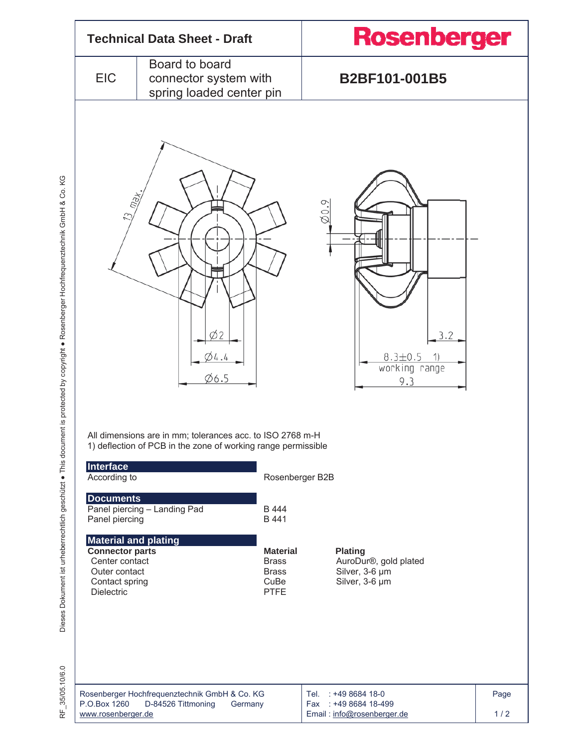# Technical Data Sheet - Draft

**Rosenberger**

| EIC | Board to board connector system with spring loaded center pin | **B2BF101-001B5** |
|---|---|---|

All dimensions are in mm; tolerances acc. to ISO 2768 m-H
1) deflection of PCB in the zone of working range permissible

## Interface

| | |
|---|---|
| According to | Rosenberger B2B |

## Documents

| | |
|---|---|
| Panel piercing – Landing Pad | B 444 |
| Panel piercing | B 441 |

## Material and plating

| **Connector parts** | **Material** | **Plating** |
|---|---|---|
| Center contact | Brass | AuroDur®, gold plated |
| Outer contact | Brass | Silver, 3-6 µm |
| Contact spring | CuBe | Silver, 3-6 µm |
| Dielectric | PTFE | |

Rosenberger Hochfrequenztechnik GmbH & Co. KG
P.O.Box 1260 D-84526 Tittmoning Germany
www.rosenberger.de

Tel. : +49 8684 18-0
Fax : +49 8684 18-499
Email : info@rosenberger.de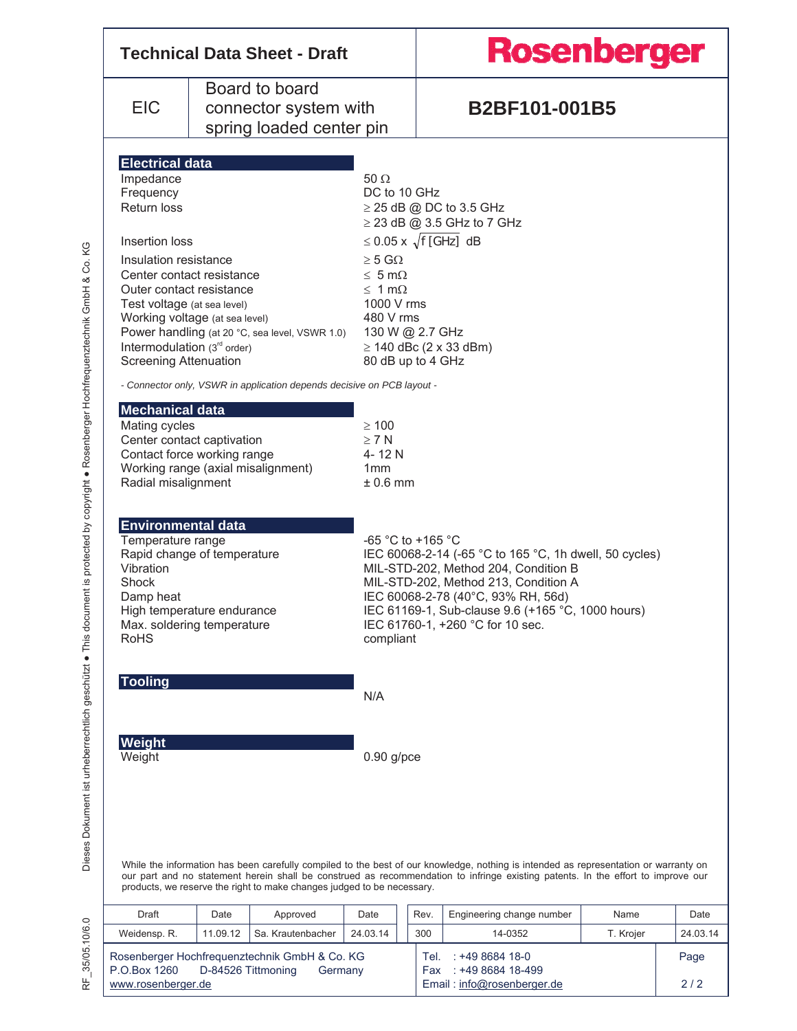# Technical Data Sheet - Draft

**Rosenberger**

| | | |
|---|---|---|
| EIC | Board to board connector system with spring loaded center pin | **B2BF101-001B5** |

## Electrical data

| | |
|---|---|
| Impedance | 50 Ω |
| Frequency | DC to 10 GHz |
| Return loss | ≥ 25 dB @ DC to 3.5 GHz<br>≥ 23 dB @ 3.5 GHz to 7 GHz |
| Insertion loss | ≤ 0.05 x $\sqrt{f\,[GHz]}$ dB |
| Insulation resistance | ≥ 5 GΩ |
| Center contact resistance | ≤ 5 mΩ |
| Outer contact resistance | ≤ 1 mΩ |
| Test voltage (at sea level) | 1000 V rms |
| Working voltage (at sea level) | 480 V rms |
| Power handling (at 20 °C, sea level, VSWR 1.0) | 130 W @ 2.7 GHz |
| Intermodulation (3rd order) | ≥ 140 dBc (2 x 33 dBm) |
| Screening Attenuation | 80 dB up to 4 GHz |

*- Connector only, VSWR in application depends decisive on PCB layout -*

## Mechanical data

| | |
|---|---|
| Mating cycles | ≥ 100 |
| Center contact captivation | ≥ 7 N |
| Contact force working range | 4- 12 N |
| Working range (axial misalignment) | 1mm |
| Radial misalignment | ± 0.6 mm |

## Environmental data

| | |
|---|---|
| Temperature range | -65 °C to +165 °C |
| Rapid change of temperature | IEC 60068-2-14 (-65 °C to 165 °C, 1h dwell, 50 cycles) |
| Vibration | MIL-STD-202, Method 204, Condition B |
| Shock | MIL-STD-202, Method 213, Condition A |
| Damp heat | IEC 60068-2-78 (40°C, 93% RH, 56d) |
| High temperature endurance | IEC 61169-1, Sub-clause 9.6 (+165 °C, 1000 hours) |
| Max. soldering temperature | IEC 61760-1, +260 °C for 10 sec. |
| RoHS | compliant |

## Tooling

N/A

## Weight

| | |
|---|---|
| Weight | 0.90 g/pce |

While the information has been carefully compiled to the best of our knowledge, nothing is intended as representation or warranty on our part and no statement herein shall be construed as recommendation to infringe existing patents. In the effort to improve our products, we reserve the right to make changes judged to be necessary.

| Draft | Date | Approved | Date | Rev. | Engineering change number | Name | Date |
|---|---|---|---|---|---|---|---|
| Weidensp. R. | 11.09.12 | Sa. Krautenbacher | 24.03.14 | 300 | 14-0352 | T. Krojer | 24.03.14 |

Rosenberger Hochfrequenztechnik GmbH & Co. KG
P.O.Box 1260 D-84526 Tittmoning Germany
www.rosenberger.de

Tel. : +49 8684 18-0
Fax : +49 8684 18-499
Email : info@rosenberger.de

Dieses Dokument ist urheberrechtlich geschützt ● This document is protected by copyright ● Rosenberger Hochfrequenztechnik GmbH & Co. KG

RF_35/05.10/6.0